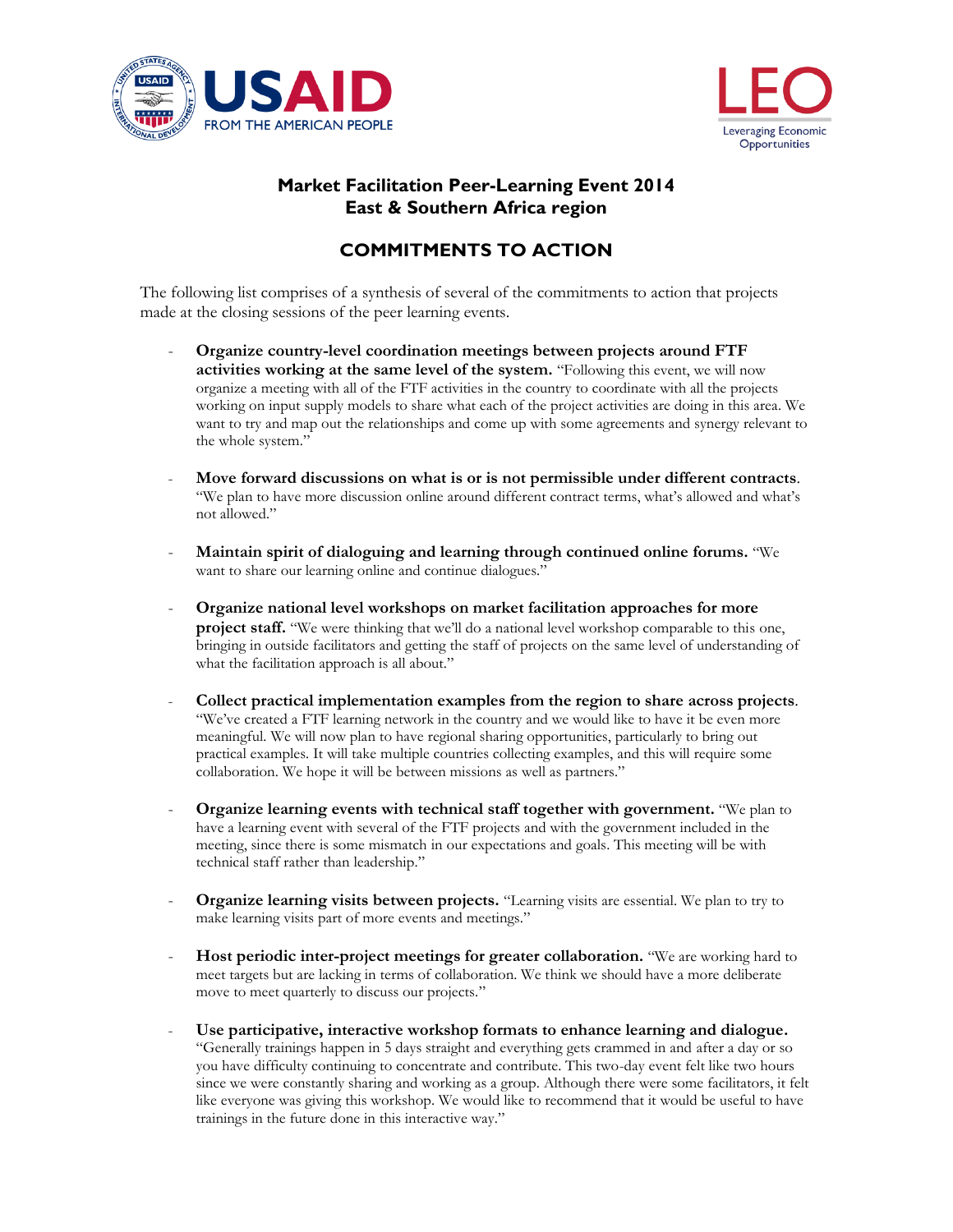# Market Facilitation Peer-Learning Event 2014
# East & Southern Africa region

## COMMITMENTS TO ACTION

The following list comprises of a synthesis of several of the commitments to action that projects made at the closing sessions of the peer learning events.

- **Organize country-level coordination meetings between projects around FTF activities working at the same level of the system.** "Following this event, we will now organize a meeting with all of the FTF activities in the country to coordinate with all the projects working on input supply models to share what each of the project activities are doing in this area. We want to try and map out the relationships and come up with some agreements and synergy relevant to the whole system."

- **Move forward discussions on what is or is not permissible under different contracts**. "We plan to have more discussion online around different contract terms, what's allowed and what's not allowed."

- **Maintain spirit of dialoguing and learning through continued online forums.** "We want to share our learning online and continue dialogues."

- **Organize national level workshops on market facilitation approaches for more project staff.** "We were thinking that we'll do a national level workshop comparable to this one, bringing in outside facilitators and getting the staff of projects on the same level of understanding of what the facilitation approach is all about."

- **Collect practical implementation examples from the region to share across projects**. "We've created a FTF learning network in the country and we would like to have it be even more meaningful. We will now plan to have regional sharing opportunities, particularly to bring out practical examples. It will take multiple countries collecting examples, and this will require some collaboration. We hope it will be between missions as well as partners."

- **Organize learning events with technical staff together with government.** "We plan to have a learning event with several of the FTF projects and with the government included in the meeting, since there is some mismatch in our expectations and goals. This meeting will be with technical staff rather than leadership."

- **Organize learning visits between projects.** "Learning visits are essential. We plan to try to make learning visits part of more events and meetings."

- **Host periodic inter-project meetings for greater collaboration.** "We are working hard to meet targets but are lacking in terms of collaboration. We think we should have a more deliberate move to meet quarterly to discuss our projects."

- **Use participative, interactive workshop formats to enhance learning and dialogue.** "Generally trainings happen in 5 days straight and everything gets crammed in and after a day or so you have difficulty continuing to concentrate and contribute. This two-day event felt like two hours since we were constantly sharing and working as a group. Although there were some facilitators, it felt like everyone was giving this workshop. We would like to recommend that it would be useful to have trainings in the future done in this interactive way."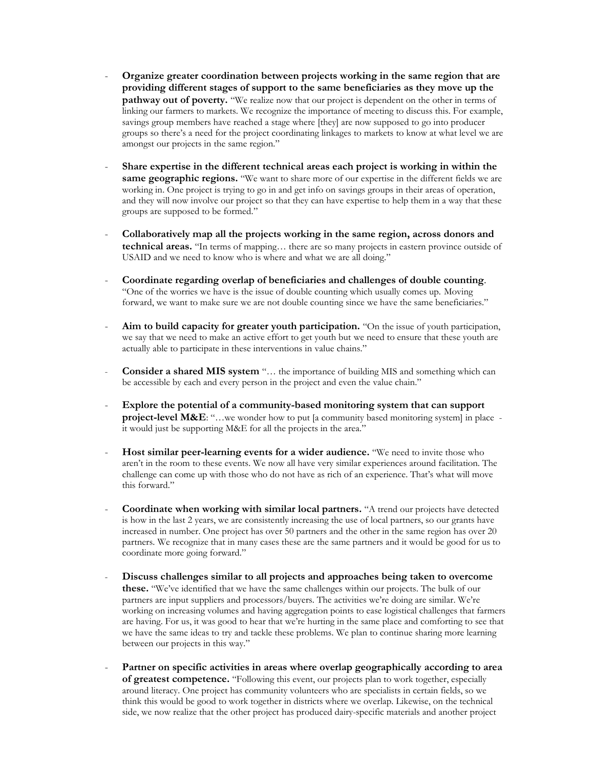- **Organize greater coordination between projects working in the same region that are providing different stages of support to the same beneficiaries as they move up the pathway out of poverty.** "We realize now that our project is dependent on the other in terms of linking our farmers to markets. We recognize the importance of meeting to discuss this. For example, savings group members have reached a stage where [they] are now supposed to go into producer groups so there's a need for the project coordinating linkages to markets to know at what level we are amongst our projects in the same region."

- **Share expertise in the different technical areas each project is working in within the same geographic regions.** "We want to share more of our expertise in the different fields we are working in. One project is trying to go in and get info on savings groups in their areas of operation, and they will now involve our project so that they can have expertise to help them in a way that these groups are supposed to be formed."

- **Collaboratively map all the projects working in the same region, across donors and technical areas.** "In terms of mapping… there are so many projects in eastern province outside of USAID and we need to know who is where and what we are all doing."

- **Coordinate regarding overlap of beneficiaries and challenges of double counting**. "One of the worries we have is the issue of double counting which usually comes up. Moving forward, we want to make sure we are not double counting since we have the same beneficiaries."

- **Aim to build capacity for greater youth participation.** "On the issue of youth participation, we say that we need to make an active effort to get youth but we need to ensure that these youth are actually able to participate in these interventions in value chains."

- **Consider a shared MIS system** "… the importance of building MIS and something which can be accessible by each and every person in the project and even the value chain."

- **Explore the potential of a community-based monitoring system that can support project-level M&E**: "…we wonder how to put [a community based monitoring system] in place - it would just be supporting M&E for all the projects in the area."

- **Host similar peer-learning events for a wider audience.** "We need to invite those who aren't in the room to these events. We now all have very similar experiences around facilitation. The challenge can come up with those who do not have as rich of an experience. That's what will move this forward."

- **Coordinate when working with similar local partners.** "A trend our projects have detected is how in the last 2 years, we are consistently increasing the use of local partners, so our grants have increased in number. One project has over 50 partners and the other in the same region has over 20 partners. We recognize that in many cases these are the same partners and it would be good for us to coordinate more going forward."

- **Discuss challenges similar to all projects and approaches being taken to overcome these.** "We've identified that we have the same challenges within our projects. The bulk of our partners are input suppliers and processors/buyers. The activities we're doing are similar. We're working on increasing volumes and having aggregation points to ease logistical challenges that farmers are having. For us, it was good to hear that we're hurting in the same place and comforting to see that we have the same ideas to try and tackle these problems. We plan to continue sharing more learning between our projects in this way."

- **Partner on specific activities in areas where overlap geographically according to area of greatest competence.** "Following this event, our projects plan to work together, especially around literacy. One project has community volunteers who are specialists in certain fields, so we think this would be good to work together in districts where we overlap. Likewise, on the technical side, we now realize that the other project has produced dairy-specific materials and another project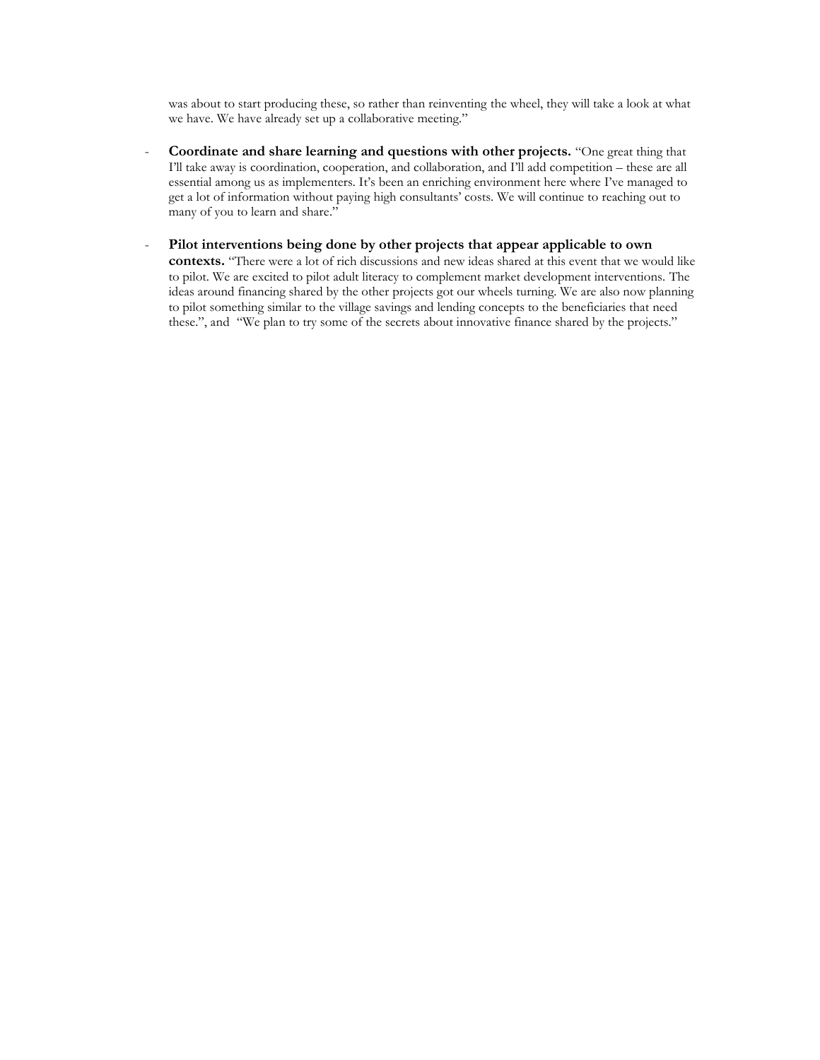was about to start producing these, so rather than reinventing the wheel, they will take a look at what we have. We have already set up a collaborative meeting."

- **Coordinate and share learning and questions with other projects.** "One great thing that I'll take away is coordination, cooperation, and collaboration, and I'll add competition – these are all essential among us as implementers. It's been an enriching environment here where I've managed to get a lot of information without paying high consultants' costs. We will continue to reaching out to many of you to learn and share."

- **Pilot interventions being done by other projects that appear applicable to own contexts.** "There were a lot of rich discussions and new ideas shared at this event that we would like to pilot. We are excited to pilot adult literacy to complement market development interventions. The ideas around financing shared by the other projects got our wheels turning. We are also now planning to pilot something similar to the village savings and lending concepts to the beneficiaries that need these.", and "We plan to try some of the secrets about innovative finance shared by the projects."